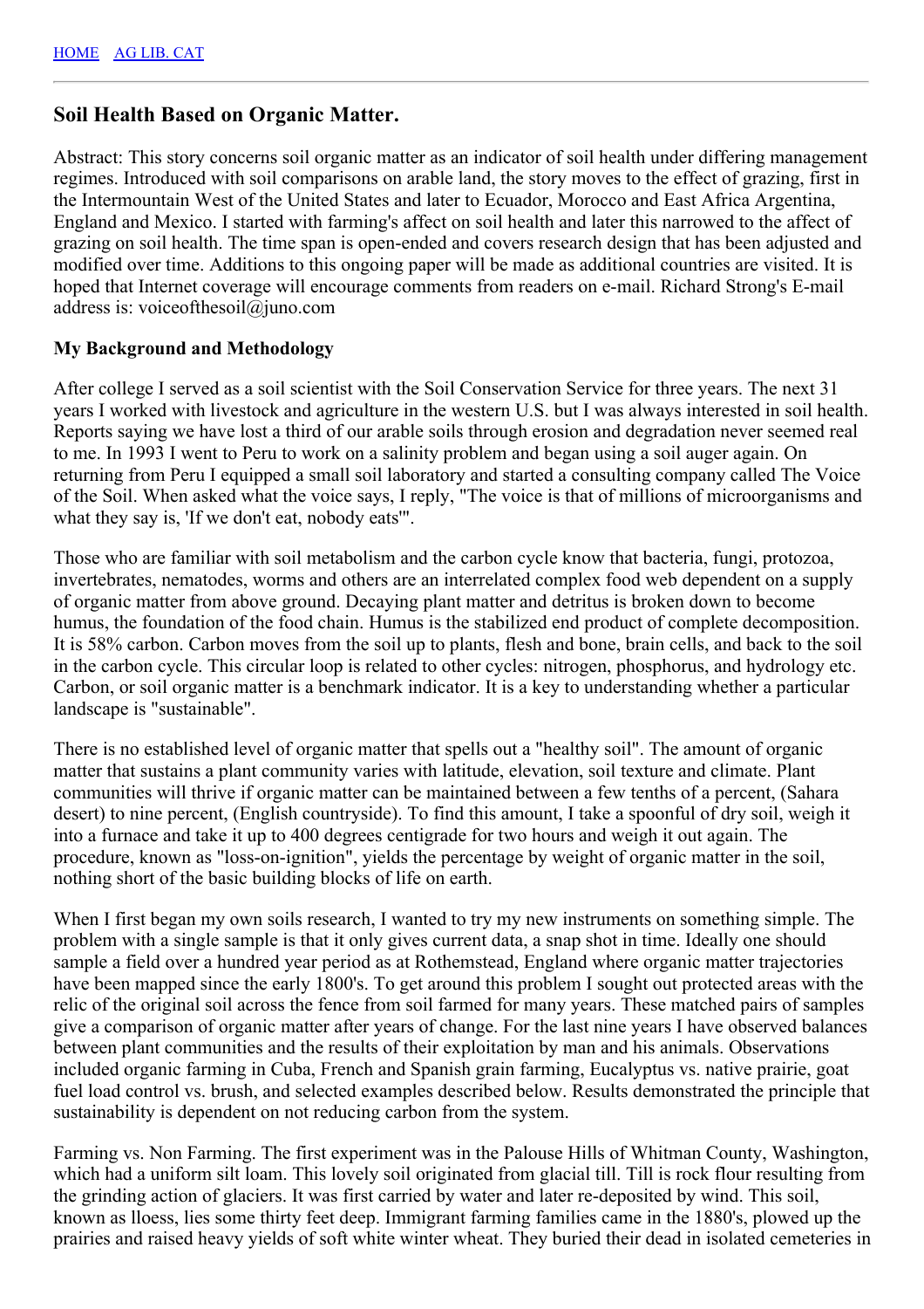[HOME](#) [AG LIB. CAT](#)

## Soil Health Based on Organic Matter.

Abstract: This story concerns soil organic matter as an indicator of soil health under differing management regimes. Introduced with soil comparisons on arable land, the story moves to the effect of grazing, first in the Intermountain West of the United States and later to Ecuador, Morocco and East Africa Argentina, England and Mexico. I started with farming's affect on soil health and later this narrowed to the affect of grazing on soil health. The time span is open-ended and covers research design that has been adjusted and modified over time. Additions to this ongoing paper will be made as additional countries are visited. It is hoped that Internet coverage will encourage comments from readers on e-mail. Richard Strong's E-mail address is: voiceofthesoil@juno.com

**My Background and Methodology**

After college I served as a soil scientist with the Soil Conservation Service for three years. The next 31 years I worked with livestock and agriculture in the western U.S. but I was always interested in soil health. Reports saying we have lost a third of our arable soils through erosion and degradation never seemed real to me. In 1993 I went to Peru to work on a salinity problem and began using a soil auger again. On returning from Peru I equipped a small soil laboratory and started a consulting company called The Voice of the Soil. When asked what the voice says, I reply, "The voice is that of millions of microorganisms and what they say is, 'If we don't eat, nobody eats'".

Those who are familiar with soil metabolism and the carbon cycle know that bacteria, fungi, protozoa, invertebrates, nematodes, worms and others are an interrelated complex food web dependent on a supply of organic matter from above ground. Decaying plant matter and detritus is broken down to become humus, the foundation of the food chain. Humus is the stabilized end product of complete decomposition. It is 58% carbon. Carbon moves from the soil up to plants, flesh and bone, brain cells, and back to the soil in the carbon cycle. This circular loop is related to other cycles: nitrogen, phosphorus, and hydrology etc. Carbon, or soil organic matter is a benchmark indicator. It is a key to understanding whether a particular landscape is "sustainable".

There is no established level of organic matter that spells out a "healthy soil". The amount of organic matter that sustains a plant community varies with latitude, elevation, soil texture and climate. Plant communities will thrive if organic matter can be maintained between a few tenths of a percent, (Sahara desert) to nine percent, (English countryside). To find this amount, I take a spoonful of dry soil, weigh it into a furnace and take it up to 400 degrees centigrade for two hours and weigh it out again. The procedure, known as "loss-on-ignition", yields the percentage by weight of organic matter in the soil, nothing short of the basic building blocks of life on earth.

When I first began my own soils research, I wanted to try my new instruments on something simple. The problem with a single sample is that it only gives current data, a snap shot in time. Ideally one should sample a field over a hundred year period as at Rothemstead, England where organic matter trajectories have been mapped since the early 1800's. To get around this problem I sought out protected areas with the relic of the original soil across the fence from soil farmed for many years. These matched pairs of samples give a comparison of organic matter after years of change. For the last nine years I have observed balances between plant communities and the results of their exploitation by man and his animals. Observations included organic farming in Cuba, French and Spanish grain farming, Eucalyptus vs. native prairie, goat fuel load control vs. brush, and selected examples described below. Results demonstrated the principle that sustainability is dependent on not reducing carbon from the system.

Farming vs. Non Farming. The first experiment was in the Palouse Hills of Whitman County, Washington, which had a uniform silt loam. This lovely soil originated from glacial till. Till is rock flour resulting from the grinding action of glaciers. It was first carried by water and later re-deposited by wind. This soil, known as lloess, lies some thirty feet deep. Immigrant farming families came in the 1880's, plowed up the prairies and raised heavy yields of soft white winter wheat. They buried their dead in isolated cemeteries in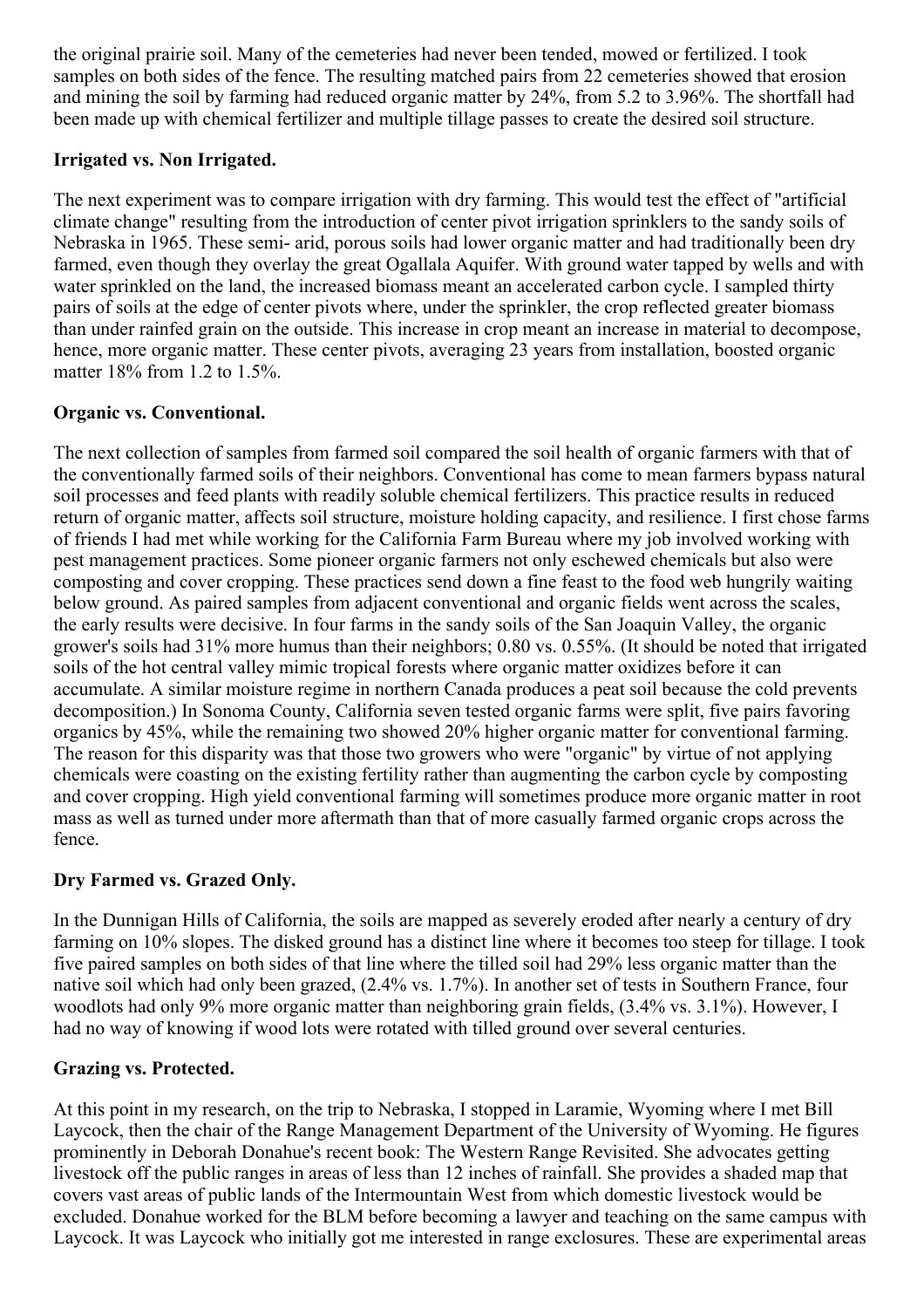the original prairie soil. Many of the cemeteries had never been tended, mowed or fertilized. I took samples on both sides of the fence. The resulting matched pairs from 22 cemeteries showed that erosion and mining the soil by farming had reduced organic matter by 24%, from 5.2 to 3.96%. The shortfall had been made up with chemical fertilizer and multiple tillage passes to create the desired soil structure.

**Irrigated vs. Non Irrigated.**

The next experiment was to compare irrigation with dry farming. This would test the effect of "artificial climate change" resulting from the introduction of center pivot irrigation sprinklers to the sandy soils of Nebraska in 1965. These semi- arid, porous soils had lower organic matter and had traditionally been dry farmed, even though they overlay the great Ogallala Aquifer. With ground water tapped by wells and with water sprinkled on the land, the increased biomass meant an accelerated carbon cycle. I sampled thirty pairs of soils at the edge of center pivots where, under the sprinkler, the crop reflected greater biomass than under rainfed grain on the outside. This increase in crop meant an increase in material to decompose, hence, more organic matter. These center pivots, averaging 23 years from installation, boosted organic matter 18% from 1.2 to 1.5%.

**Organic vs. Conventional.**

The next collection of samples from farmed soil compared the soil health of organic farmers with that of the conventionally farmed soils of their neighbors. Conventional has come to mean farmers bypass natural soil processes and feed plants with readily soluble chemical fertilizers. This practice results in reduced return of organic matter, affects soil structure, moisture holding capacity, and resilience. I first chose farms of friends I had met while working for the California Farm Bureau where my job involved working with pest management practices. Some pioneer organic farmers not only eschewed chemicals but also were composting and cover cropping. These practices send down a fine feast to the food web hungrily waiting below ground. As paired samples from adjacent conventional and organic fields went across the scales, the early results were decisive. In four farms in the sandy soils of the San Joaquin Valley, the organic grower's soils had 31% more humus than their neighbors; 0.80 vs. 0.55%. (It should be noted that irrigated soils of the hot central valley mimic tropical forests where organic matter oxidizes before it can accumulate. A similar moisture regime in northern Canada produces a peat soil because the cold prevents decomposition.) In Sonoma County, California seven tested organic farms were split, five pairs favoring organics by 45%, while the remaining two showed 20% higher organic matter for conventional farming. The reason for this disparity was that those two growers who were "organic" by virtue of not applying chemicals were coasting on the existing fertility rather than augmenting the carbon cycle by composting and cover cropping. High yield conventional farming will sometimes produce more organic matter in root mass as well as turned under more aftermath than that of more casually farmed organic crops across the fence.

**Dry Farmed vs. Grazed Only.**

In the Dunnigan Hills of California, the soils are mapped as severely eroded after nearly a century of dry farming on 10% slopes. The disked ground has a distinct line where it becomes too steep for tillage. I took five paired samples on both sides of that line where the tilled soil had 29% less organic matter than the native soil which had only been grazed, (2.4% vs. 1.7%). In another set of tests in Southern France, four woodlots had only 9% more organic matter than neighboring grain fields, (3.4% vs. 3.1%). However, I had no way of knowing if wood lots were rotated with tilled ground over several centuries.

**Grazing vs. Protected.**

At this point in my research, on the trip to Nebraska, I stopped in Laramie, Wyoming where I met Bill Laycock, then the chair of the Range Management Department of the University of Wyoming. He figures prominently in Deborah Donahue's recent book: The Western Range Revisited. She advocates getting livestock off the public ranges in areas of less than 12 inches of rainfall. She provides a shaded map that covers vast areas of public lands of the Intermountain West from which domestic livestock would be excluded. Donahue worked for the BLM before becoming a lawyer and teaching on the same campus with Laycock. It was Laycock who initially got me interested in range exclosures. These are experimental areas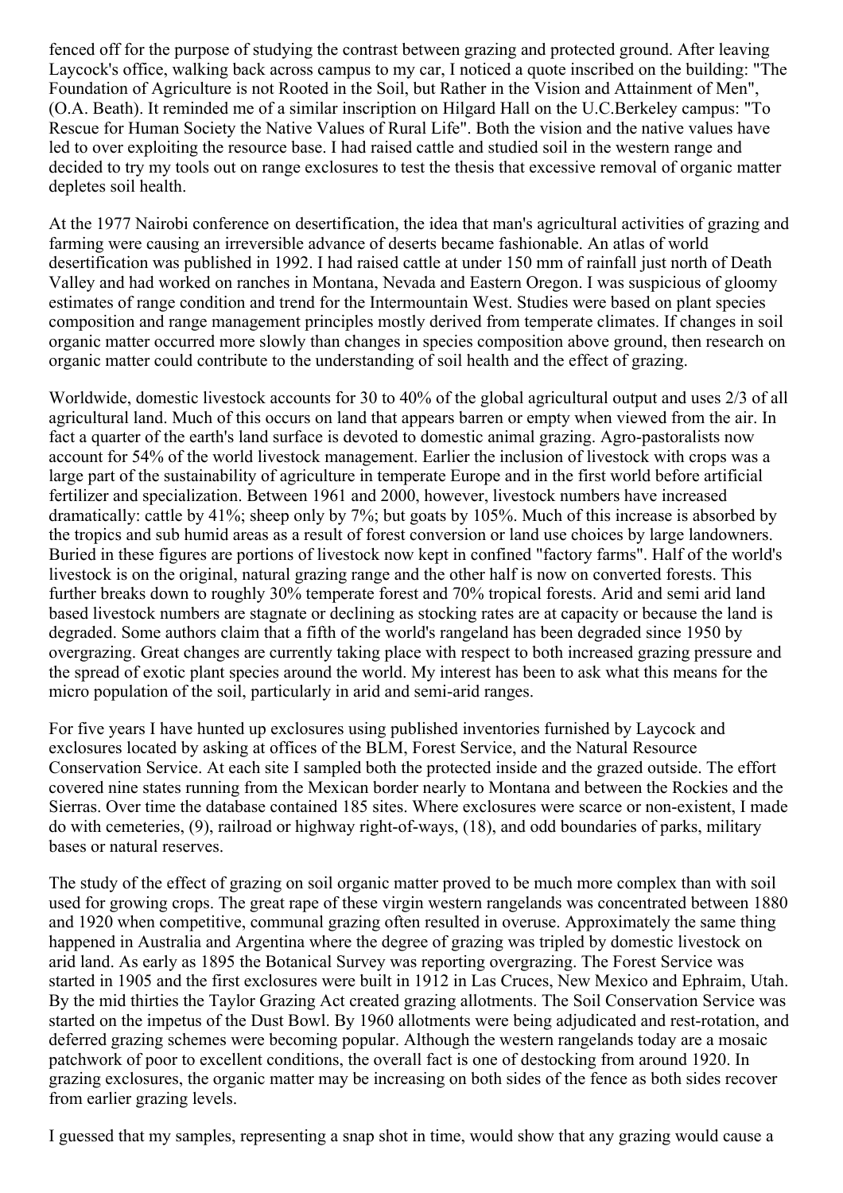fenced off for the purpose of studying the contrast between grazing and protected ground. After leaving Laycock's office, walking back across campus to my car, I noticed a quote inscribed on the building: "The Foundation of Agriculture is not Rooted in the Soil, but Rather in the Vision and Attainment of Men", (O.A. Beath). It reminded me of a similar inscription on Hilgard Hall on the U.C.Berkeley campus: "To Rescue for Human Society the Native Values of Rural Life". Both the vision and the native values have led to over exploiting the resource base. I had raised cattle and studied soil in the western range and decided to try my tools out on range exclosures to test the thesis that excessive removal of organic matter depletes soil health.

At the 1977 Nairobi conference on desertification, the idea that man's agricultural activities of grazing and farming were causing an irreversible advance of deserts became fashionable. An atlas of world desertification was published in 1992. I had raised cattle at under 150 mm of rainfall just north of Death Valley and had worked on ranches in Montana, Nevada and Eastern Oregon. I was suspicious of gloomy estimates of range condition and trend for the Intermountain West. Studies were based on plant species composition and range management principles mostly derived from temperate climates. If changes in soil organic matter occurred more slowly than changes in species composition above ground, then research on organic matter could contribute to the understanding of soil health and the effect of grazing.

Worldwide, domestic livestock accounts for 30 to 40% of the global agricultural output and uses 2/3 of all agricultural land. Much of this occurs on land that appears barren or empty when viewed from the air. In fact a quarter of the earth's land surface is devoted to domestic animal grazing. Agro-pastoralists now account for 54% of the world livestock management. Earlier the inclusion of livestock with crops was a large part of the sustainability of agriculture in temperate Europe and in the first world before artificial fertilizer and specialization. Between 1961 and 2000, however, livestock numbers have increased dramatically: cattle by 41%; sheep only by 7%; but goats by 105%. Much of this increase is absorbed by the tropics and sub humid areas as a result of forest conversion or land use choices by large landowners. Buried in these figures are portions of livestock now kept in confined "factory farms". Half of the world's livestock is on the original, natural grazing range and the other half is now on converted forests. This further breaks down to roughly 30% temperate forest and 70% tropical forests. Arid and semi arid land based livestock numbers are stagnate or declining as stocking rates are at capacity or because the land is degraded. Some authors claim that a fifth of the world's rangeland has been degraded since 1950 by overgrazing. Great changes are currently taking place with respect to both increased grazing pressure and the spread of exotic plant species around the world. My interest has been to ask what this means for the micro population of the soil, particularly in arid and semi-arid ranges.

For five years I have hunted up exclosures using published inventories furnished by Laycock and exclosures located by asking at offices of the BLM, Forest Service, and the Natural Resource Conservation Service. At each site I sampled both the protected inside and the grazed outside. The effort covered nine states running from the Mexican border nearly to Montana and between the Rockies and the Sierras. Over time the database contained 185 sites. Where exclosures were scarce or non-existent, I made do with cemeteries, (9), railroad or highway right-of-ways, (18), and odd boundaries of parks, military bases or natural reserves.

The study of the effect of grazing on soil organic matter proved to be much more complex than with soil used for growing crops. The great rape of these virgin western rangelands was concentrated between 1880 and 1920 when competitive, communal grazing often resulted in overuse. Approximately the same thing happened in Australia and Argentina where the degree of grazing was tripled by domestic livestock on arid land. As early as 1895 the Botanical Survey was reporting overgrazing. The Forest Service was started in 1905 and the first exclosures were built in 1912 in Las Cruces, New Mexico and Ephraim, Utah. By the mid thirties the Taylor Grazing Act created grazing allotments. The Soil Conservation Service was started on the impetus of the Dust Bowl. By 1960 allotments were being adjudicated and rest-rotation, and deferred grazing schemes were becoming popular. Although the western rangelands today are a mosaic patchwork of poor to excellent conditions, the overall fact is one of destocking from around 1920. In grazing exclosures, the organic matter may be increasing on both sides of the fence as both sides recover from earlier grazing levels.

I guessed that my samples, representing a snap shot in time, would show that any grazing would cause a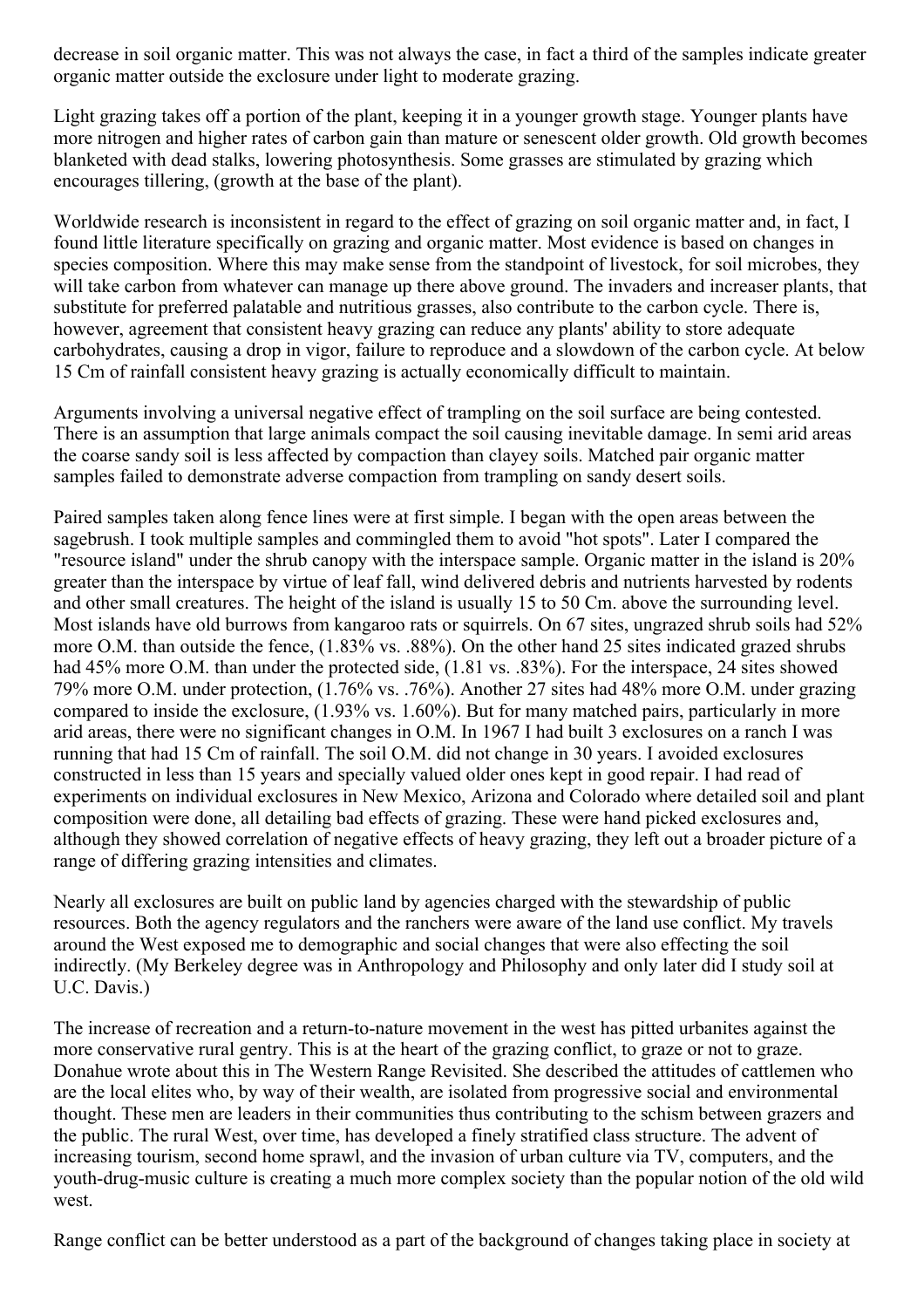decrease in soil organic matter. This was not always the case, in fact a third of the samples indicate greater organic matter outside the exclosure under light to moderate grazing.

Light grazing takes off a portion of the plant, keeping it in a younger growth stage. Younger plants have more nitrogen and higher rates of carbon gain than mature or senescent older growth. Old growth becomes blanketed with dead stalks, lowering photosynthesis. Some grasses are stimulated by grazing which encourages tillering, (growth at the base of the plant).

Worldwide research is inconsistent in regard to the effect of grazing on soil organic matter and, in fact, I found little literature specifically on grazing and organic matter. Most evidence is based on changes in species composition. Where this may make sense from the standpoint of livestock, for soil microbes, they will take carbon from whatever can manage up there above ground. The invaders and increaser plants, that substitute for preferred palatable and nutritious grasses, also contribute to the carbon cycle. There is, however, agreement that consistent heavy grazing can reduce any plants' ability to store adequate carbohydrates, causing a drop in vigor, failure to reproduce and a slowdown of the carbon cycle. At below 15 Cm of rainfall consistent heavy grazing is actually economically difficult to maintain.

Arguments involving a universal negative effect of trampling on the soil surface are being contested. There is an assumption that large animals compact the soil causing inevitable damage. In semi arid areas the coarse sandy soil is less affected by compaction than clayey soils. Matched pair organic matter samples failed to demonstrate adverse compaction from trampling on sandy desert soils.

Paired samples taken along fence lines were at first simple. I began with the open areas between the sagebrush. I took multiple samples and commingled them to avoid "hot spots". Later I compared the "resource island" under the shrub canopy with the interspace sample. Organic matter in the island is 20% greater than the interspace by virtue of leaf fall, wind delivered debris and nutrients harvested by rodents and other small creatures. The height of the island is usually 15 to 50 Cm. above the surrounding level. Most islands have old burrows from kangaroo rats or squirrels. On 67 sites, ungrazed shrub soils had 52% more O.M. than outside the fence, (1.83% vs. .88%). On the other hand 25 sites indicated grazed shrubs had 45% more O.M. than under the protected side, (1.81 vs. .83%). For the interspace, 24 sites showed 79% more O.M. under protection, (1.76% vs. .76%). Another 27 sites had 48% more O.M. under grazing compared to inside the exclosure, (1.93% vs. 1.60%). But for many matched pairs, particularly in more arid areas, there were no significant changes in O.M. In 1967 I had built 3 exclosures on a ranch I was running that had 15 Cm of rainfall. The soil O.M. did not change in 30 years. I avoided exclosures constructed in less than 15 years and specially valued older ones kept in good repair. I had read of experiments on individual exclosures in New Mexico, Arizona and Colorado where detailed soil and plant composition were done, all detailing bad effects of grazing. These were hand picked exclosures and, although they showed correlation of negative effects of heavy grazing, they left out a broader picture of a range of differing grazing intensities and climates.

Nearly all exclosures are built on public land by agencies charged with the stewardship of public resources. Both the agency regulators and the ranchers were aware of the land use conflict. My travels around the West exposed me to demographic and social changes that were also effecting the soil indirectly. (My Berkeley degree was in Anthropology and Philosophy and only later did I study soil at U.C. Davis.)

The increase of recreation and a return-to-nature movement in the west has pitted urbanites against the more conservative rural gentry. This is at the heart of the grazing conflict, to graze or not to graze. Donahue wrote about this in The Western Range Revisited. She described the attitudes of cattlemen who are the local elites who, by way of their wealth, are isolated from progressive social and environmental thought. These men are leaders in their communities thus contributing to the schism between grazers and the public. The rural West, over time, has developed a finely stratified class structure. The advent of increasing tourism, second home sprawl, and the invasion of urban culture via TV, computers, and the youth-drug-music culture is creating a much more complex society than the popular notion of the old wild west.

Range conflict can be better understood as a part of the background of changes taking place in society at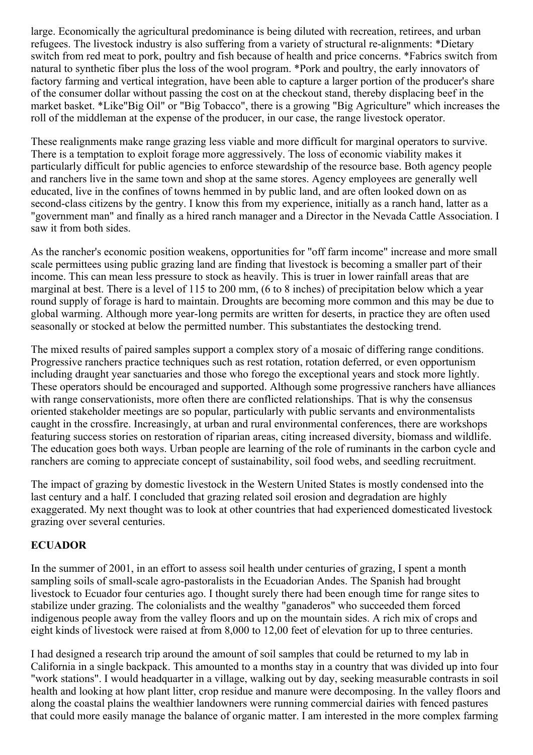large. Economically the agricultural predominance is being diluted with recreation, retirees, and urban refugees. The livestock industry is also suffering from a variety of structural re-alignments: *Dietary switch from red meat to pork, poultry and fish because of health and price concerns. *Fabrics switch from natural to synthetic fiber plus the loss of the wool program. *Pork and poultry, the early innovators of factory farming and vertical integration, have been able to capture a larger portion of the producer's share of the consumer dollar without passing the cost on at the checkout stand, thereby displacing beef in the market basket. *Like"Big Oil" or "Big Tobacco", there is a growing "Big Agriculture" which increases the roll of the middleman at the expense of the producer, in our case, the range livestock operator.

These realignments make range grazing less viable and more difficult for marginal operators to survive. There is a temptation to exploit forage more aggressively. The loss of economic viability makes it particularly difficult for public agencies to enforce stewardship of the resource base. Both agency people and ranchers live in the same town and shop at the same stores. Agency employees are generally well educated, live in the confines of towns hemmed in by public land, and are often looked down on as second-class citizens by the gentry. I know this from my experience, initially as a ranch hand, latter as a "government man" and finally as a hired ranch manager and a Director in the Nevada Cattle Association. I saw it from both sides.

As the rancher's economic position weakens, opportunities for "off farm income" increase and more small scale permittees using public grazing land are finding that livestock is becoming a smaller part of their income. This can mean less pressure to stock as heavily. This is truer in lower rainfall areas that are marginal at best. There is a level of 115 to 200 mm, (6 to 8 inches) of precipitation below which a year round supply of forage is hard to maintain. Droughts are becoming more common and this may be due to global warming. Although more year-long permits are written for deserts, in practice they are often used seasonally or stocked at below the permitted number. This substantiates the destocking trend.

The mixed results of paired samples support a complex story of a mosaic of differing range conditions. Progressive ranchers practice techniques such as rest rotation, rotation deferred, or even opportunism including draught year sanctuaries and those who forego the exceptional years and stock more lightly. These operators should be encouraged and supported. Although some progressive ranchers have alliances with range conservationists, more often there are conflicted relationships. That is why the consensus oriented stakeholder meetings are so popular, particularly with public servants and environmentalists caught in the crossfire. Increasingly, at urban and rural environmental conferences, there are workshops featuring success stories on restoration of riparian areas, citing increased diversity, biomass and wildlife. The education goes both ways. Urban people are learning of the role of ruminants in the carbon cycle and ranchers are coming to appreciate concept of sustainability, soil food webs, and seedling recruitment.

The impact of grazing by domestic livestock in the Western United States is mostly condensed into the last century and a half. I concluded that grazing related soil erosion and degradation are highly exaggerated. My next thought was to look at other countries that had experienced domesticated livestock grazing over several centuries.

## ECUADOR

In the summer of 2001, in an effort to assess soil health under centuries of grazing, I spent a month sampling soils of small-scale agro-pastoralists in the Ecuadorian Andes. The Spanish had brought livestock to Ecuador four centuries ago. I thought surely there had been enough time for range sites to stabilize under grazing. The colonialists and the wealthy "ganaderos" who succeeded them forced indigenous people away from the valley floors and up on the mountain sides. A rich mix of crops and eight kinds of livestock were raised at from 8,000 to 12,00 feet of elevation for up to three centuries.

I had designed a research trip around the amount of soil samples that could be returned to my lab in California in a single backpack. This amounted to a months stay in a country that was divided up into four "work stations". I would headquarter in a village, walking out by day, seeking measurable contrasts in soil health and looking at how plant litter, crop residue and manure were decomposing. In the valley floors and along the coastal plains the wealthier landowners were running commercial dairies with fenced pastures that could more easily manage the balance of organic matter. I am interested in the more complex farming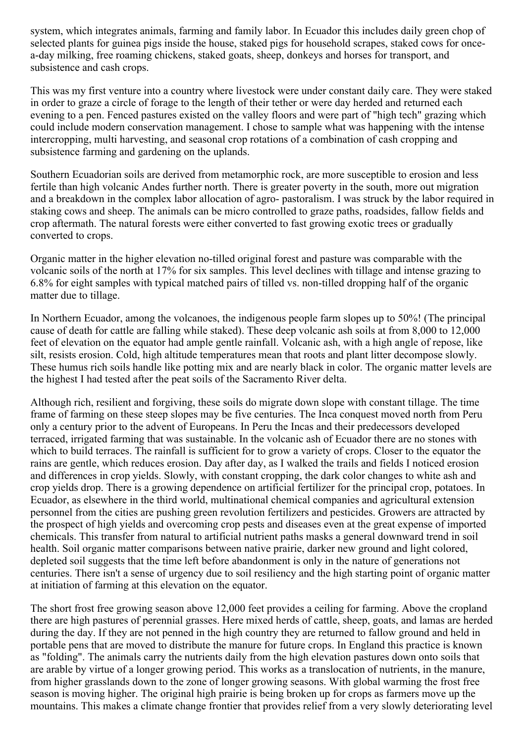system, which integrates animals, farming and family labor. In Ecuador this includes daily green chop of selected plants for guinea pigs inside the house, staked pigs for household scrapes, staked cows for once-a-day milking, free roaming chickens, staked goats, sheep, donkeys and horses for transport, and subsistence and cash crops.

This was my first venture into a country where livestock were under constant daily care. They were staked in order to graze a circle of forage to the length of their tether or were day herded and returned each evening to a pen. Fenced pastures existed on the valley floors and were part of "high tech" grazing which could include modern conservation management. I chose to sample what was happening with the intense intercropping, multi harvesting, and seasonal crop rotations of a combination of cash cropping and subsistence farming and gardening on the uplands.

Southern Ecuadorian soils are derived from metamorphic rock, are more susceptible to erosion and less fertile than high volcanic Andes further north. There is greater poverty in the south, more out migration and a breakdown in the complex labor allocation of agro- pastoralism. I was struck by the labor required in staking cows and sheep. The animals can be micro controlled to graze paths, roadsides, fallow fields and crop aftermath. The natural forests were either converted to fast growing exotic trees or gradually converted to crops.

Organic matter in the higher elevation no-tilled original forest and pasture was comparable with the volcanic soils of the north at 17% for six samples. This level declines with tillage and intense grazing to 6.8% for eight samples with typical matched pairs of tilled vs. non-tilled dropping half of the organic matter due to tillage.

In Northern Ecuador, among the volcanoes, the indigenous people farm slopes up to 50%! (The principal cause of death for cattle are falling while staked). These deep volcanic ash soils at from 8,000 to 12,000 feet of elevation on the equator had ample gentle rainfall. Volcanic ash, with a high angle of repose, like silt, resists erosion. Cold, high altitude temperatures mean that roots and plant litter decompose slowly. These humus rich soils handle like potting mix and are nearly black in color. The organic matter levels are the highest I had tested after the peat soils of the Sacramento River delta.

Although rich, resilient and forgiving, these soils do migrate down slope with constant tillage. The time frame of farming on these steep slopes may be five centuries. The Inca conquest moved north from Peru only a century prior to the advent of Europeans. In Peru the Incas and their predecessors developed terraced, irrigated farming that was sustainable. In the volcanic ash of Ecuador there are no stones with which to build terraces. The rainfall is sufficient for to grow a variety of crops. Closer to the equator the rains are gentle, which reduces erosion. Day after day, as I walked the trails and fields I noticed erosion and differences in crop yields. Slowly, with constant cropping, the dark color changes to white ash and crop yields drop. There is a growing dependence on artificial fertilizer for the principal crop, potatoes. In Ecuador, as elsewhere in the third world, multinational chemical companies and agricultural extension personnel from the cities are pushing green revolution fertilizers and pesticides. Growers are attracted by the prospect of high yields and overcoming crop pests and diseases even at the great expense of imported chemicals. This transfer from natural to artificial nutrient paths masks a general downward trend in soil health. Soil organic matter comparisons between native prairie, darker new ground and light colored, depleted soil suggests that the time left before abandonment is only in the nature of generations not centuries. There isn't a sense of urgency due to soil resiliency and the high starting point of organic matter at initiation of farming at this elevation on the equator.

The short frost free growing season above 12,000 feet provides a ceiling for farming. Above the cropland there are high pastures of perennial grasses. Here mixed herds of cattle, sheep, goats, and lamas are herded during the day. If they are not penned in the high country they are returned to fallow ground and held in portable pens that are moved to distribute the manure for future crops. In England this practice is known as "folding". The animals carry the nutrients daily from the high elevation pastures down onto soils that are arable by virtue of a longer growing period. This works as a translocation of nutrients, in the manure, from higher grasslands down to the zone of longer growing seasons. With global warming the frost free season is moving higher. The original high prairie is being broken up for crops as farmers move up the mountains. This makes a climate change frontier that provides relief from a very slowly deteriorating level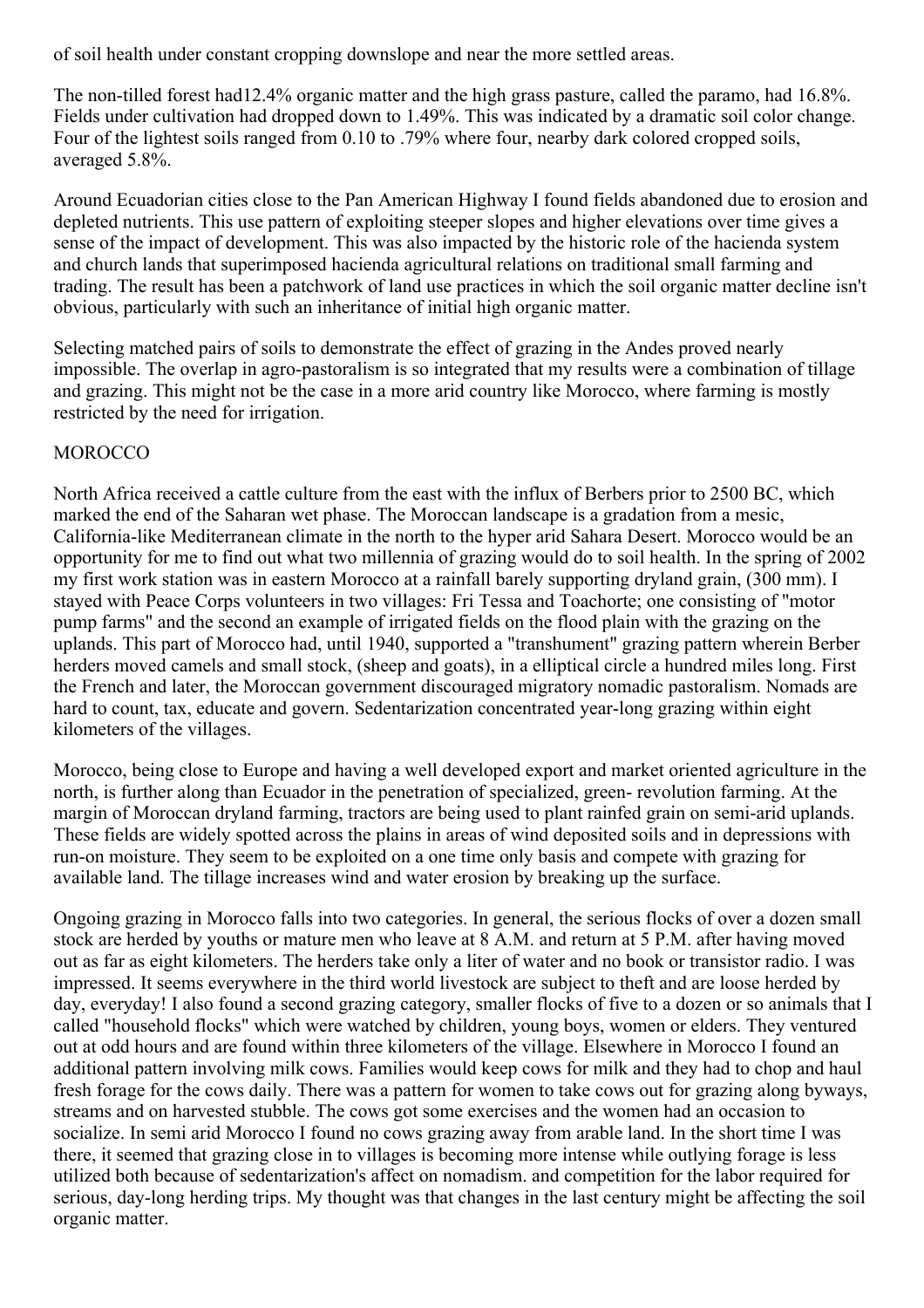of soil health under constant cropping downslope and near the more settled areas.

The non-tilled forest had12.4% organic matter and the high grass pasture, called the paramo, had 16.8%. Fields under cultivation had dropped down to 1.49%. This was indicated by a dramatic soil color change. Four of the lightest soils ranged from 0.10 to .79% where four, nearby dark colored cropped soils, averaged 5.8%.

Around Ecuadorian cities close to the Pan American Highway I found fields abandoned due to erosion and depleted nutrients. This use pattern of exploiting steeper slopes and higher elevations over time gives a sense of the impact of development. This was also impacted by the historic role of the hacienda system and church lands that superimposed hacienda agricultural relations on traditional small farming and trading. The result has been a patchwork of land use practices in which the soil organic matter decline isn't obvious, particularly with such an inheritance of initial high organic matter.

Selecting matched pairs of soils to demonstrate the effect of grazing in the Andes proved nearly impossible. The overlap in agro-pastoralism is so integrated that my results were a combination of tillage and grazing. This might not be the case in a more arid country like Morocco, where farming is mostly restricted by the need for irrigation.

## MOROCCO

North Africa received a cattle culture from the east with the influx of Berbers prior to 2500 BC, which marked the end of the Saharan wet phase. The Moroccan landscape is a gradation from a mesic, California-like Mediterranean climate in the north to the hyper arid Sahara Desert. Morocco would be an opportunity for me to find out what two millennia of grazing would do to soil health. In the spring of 2002 my first work station was in eastern Morocco at a rainfall barely supporting dryland grain, (300 mm). I stayed with Peace Corps volunteers in two villages: Fri Tessa and Toachorte; one consisting of "motor pump farms" and the second an example of irrigated fields on the flood plain with the grazing on the uplands. This part of Morocco had, until 1940, supported a "transhument" grazing pattern wherein Berber herders moved camels and small stock, (sheep and goats), in a elliptical circle a hundred miles long. First the French and later, the Moroccan government discouraged migratory nomadic pastoralism. Nomads are hard to count, tax, educate and govern. Sedentarization concentrated year-long grazing within eight kilometers of the villages.

Morocco, being close to Europe and having a well developed export and market oriented agriculture in the north, is further along than Ecuador in the penetration of specialized, green- revolution farming. At the margin of Moroccan dryland farming, tractors are being used to plant rainfed grain on semi-arid uplands. These fields are widely spotted across the plains in areas of wind deposited soils and in depressions with run-on moisture. They seem to be exploited on a one time only basis and compete with grazing for available land. The tillage increases wind and water erosion by breaking up the surface.

Ongoing grazing in Morocco falls into two categories. In general, the serious flocks of over a dozen small stock are herded by youths or mature men who leave at 8 A.M. and return at 5 P.M. after having moved out as far as eight kilometers. The herders take only a liter of water and no book or transistor radio. I was impressed. It seems everywhere in the third world livestock are subject to theft and are loose herded by day, everyday! I also found a second grazing category, smaller flocks of five to a dozen or so animals that I called "household flocks" which were watched by children, young boys, women or elders. They ventured out at odd hours and are found within three kilometers of the village. Elsewhere in Morocco I found an additional pattern involving milk cows. Families would keep cows for milk and they had to chop and haul fresh forage for the cows daily. There was a pattern for women to take cows out for grazing along byways, streams and on harvested stubble. The cows got some exercises and the women had an occasion to socialize. In semi arid Morocco I found no cows grazing away from arable land. In the short time I was there, it seemed that grazing close in to villages is becoming more intense while outlying forage is less utilized both because of sedentarization's affect on nomadism. and competition for the labor required for serious, day-long herding trips. My thought was that changes in the last century might be affecting the soil organic matter.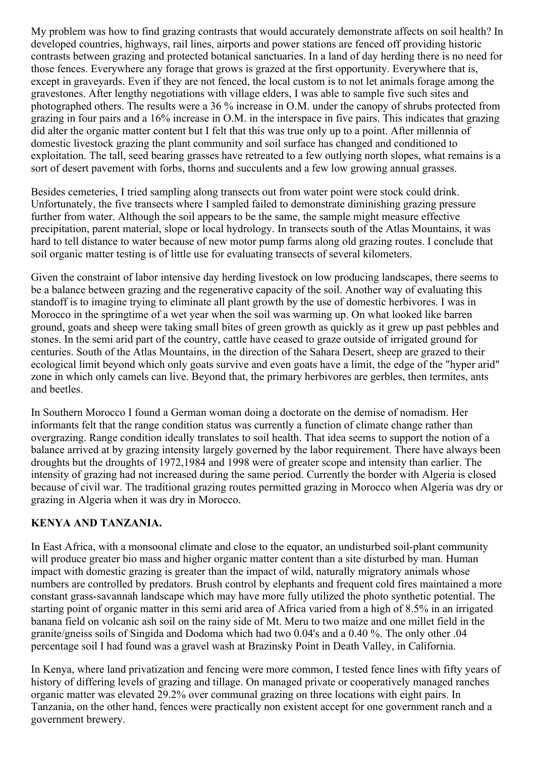My problem was how to find grazing contrasts that would accurately demonstrate affects on soil health? In developed countries, highways, rail lines, airports and power stations are fenced off providing historic contrasts between grazing and protected botanical sanctuaries. In a land of day herding there is no need for those fences. Everywhere any forage that grows is grazed at the first opportunity. Everywhere that is, except in graveyards. Even if they are not fenced, the local custom is to not let animals forage among the gravestones. After lengthy negotiations with village elders, I was able to sample five such sites and photographed others. The results were a 36 % increase in O.M. under the canopy of shrubs protected from grazing in four pairs and a 16% increase in O.M. in the interspace in five pairs. This indicates that grazing did alter the organic matter content but I felt that this was true only up to a point. After millennia of domestic livestock grazing the plant community and soil surface has changed and conditioned to exploitation. The tall, seed bearing grasses have retreated to a few outlying north slopes, what remains is a sort of desert pavement with forbs, thorns and succulents and a few low growing annual grasses.

Besides cemeteries, I tried sampling along transects out from water point were stock could drink. Unfortunately, the five transects where I sampled failed to demonstrate diminishing grazing pressure further from water. Although the soil appears to be the same, the sample might measure effective precipitation, parent material, slope or local hydrology. In transects south of the Atlas Mountains, it was hard to tell distance to water because of new motor pump farms along old grazing routes. I conclude that soil organic matter testing is of little use for evaluating transects of several kilometers.

Given the constraint of labor intensive day herding livestock on low producing landscapes, there seems to be a balance between grazing and the regenerative capacity of the soil. Another way of evaluating this standoff is to imagine trying to eliminate all plant growth by the use of domestic herbivores. I was in Morocco in the springtime of a wet year when the soil was warming up. On what looked like barren ground, goats and sheep were taking small bites of green growth as quickly as it grew up past pebbles and stones. In the semi arid part of the country, cattle have ceased to graze outside of irrigated ground for centuries. South of the Atlas Mountains, in the direction of the Sahara Desert, sheep are grazed to their ecological limit beyond which only goats survive and even goats have a limit, the edge of the "hyper arid" zone in which only camels can live. Beyond that, the primary herbivores are gerbles, then termites, ants and beetles.

In Southern Morocco I found a German woman doing a doctorate on the demise of nomadism. Her informants felt that the range condition status was currently a function of climate change rather than overgrazing. Range condition ideally translates to soil health. That idea seems to support the notion of a balance arrived at by grazing intensity largely governed by the labor requirement. There have always been droughts but the droughts of 1972,1984 and 1998 were of greater scope and intensity than earlier. The intensity of grazing had not increased during the same period. Currently the border with Algeria is closed because of civil war. The traditional grazing routes permitted grazing in Morocco when Algeria was dry or grazing in Algeria when it was dry in Morocco.

## KENYA AND TANZANIA.

In East Africa, with a monsoonal climate and close to the equator, an undisturbed soil-plant community will produce greater bio mass and higher organic matter content than a site disturbed by man. Human impact with domestic grazing is greater than the impact of wild, naturally migratory animals whose numbers are controlled by predators. Brush control by elephants and frequent cold fires maintained a more constant grass-savannah landscape which may have more fully utilized the photo synthetic potential. The starting point of organic matter in this semi arid area of Africa varied from a high of 8.5% in an irrigated banana field on volcanic ash soil on the rainy side of Mt. Meru to two maize and one millet field in the granite/gneiss soils of Singida and Dodoma which had two 0.04's and a 0.40 %. The only other .04 percentage soil I had found was a gravel wash at Brazinsky Point in Death Valley, in California.

In Kenya, where land privatization and fencing were more common, I tested fence lines with fifty years of history of differing levels of grazing and tillage. On managed private or cooperatively managed ranches organic matter was elevated 29.2% over communal grazing on three locations with eight pairs. In Tanzania, on the other hand, fences were practically non existent accept for one government ranch and a government brewery.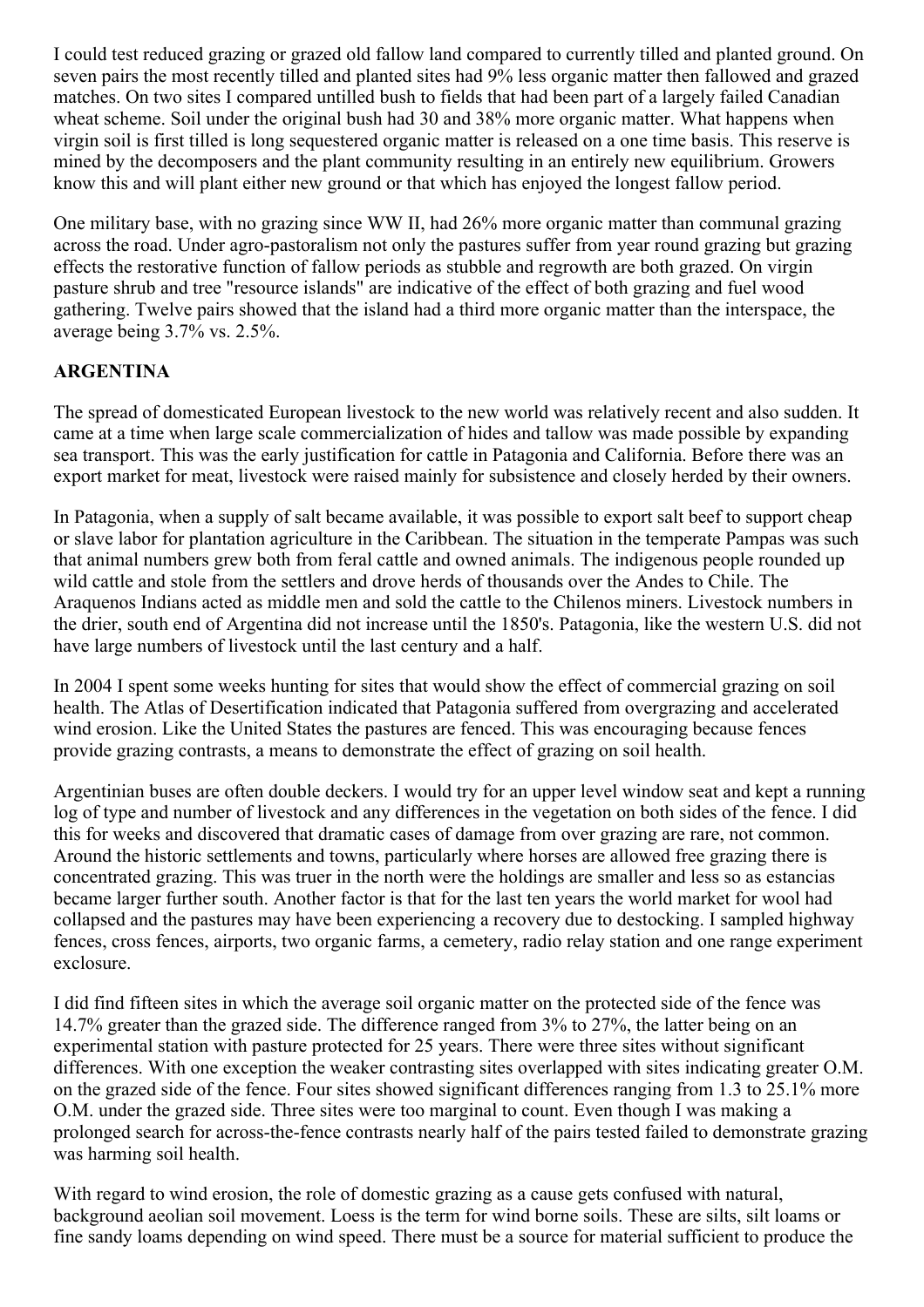I could test reduced grazing or grazed old fallow land compared to currently tilled and planted ground. On seven pairs the most recently tilled and planted sites had 9% less organic matter then fallowed and grazed matches. On two sites I compared untilled bush to fields that had been part of a largely failed Canadian wheat scheme. Soil under the original bush had 30 and 38% more organic matter. What happens when virgin soil is first tilled is long sequestered organic matter is released on a one time basis. This reserve is mined by the decomposers and the plant community resulting in an entirely new equilibrium. Growers know this and will plant either new ground or that which has enjoyed the longest fallow period.

One military base, with no grazing since WW II, had 26% more organic matter than communal grazing across the road. Under agro-pastoralism not only the pastures suffer from year round grazing but grazing effects the restorative function of fallow periods as stubble and regrowth are both grazed. On virgin pasture shrub and tree "resource islands" are indicative of the effect of both grazing and fuel wood gathering. Twelve pairs showed that the island had a third more organic matter than the interspace, the average being 3.7% vs. 2.5%.

**ARGENTINA**

The spread of domesticated European livestock to the new world was relatively recent and also sudden. It came at a time when large scale commercialization of hides and tallow was made possible by expanding sea transport. This was the early justification for cattle in Patagonia and California. Before there was an export market for meat, livestock were raised mainly for subsistence and closely herded by their owners.

In Patagonia, when a supply of salt became available, it was possible to export salt beef to support cheap or slave labor for plantation agriculture in the Caribbean. The situation in the temperate Pampas was such that animal numbers grew both from feral cattle and owned animals. The indigenous people rounded up wild cattle and stole from the settlers and drove herds of thousands over the Andes to Chile. The Araquenos Indians acted as middle men and sold the cattle to the Chilenos miners. Livestock numbers in the drier, south end of Argentina did not increase until the 1850's. Patagonia, like the western U.S. did not have large numbers of livestock until the last century and a half.

In 2004 I spent some weeks hunting for sites that would show the effect of commercial grazing on soil health. The Atlas of Desertification indicated that Patagonia suffered from overgrazing and accelerated wind erosion. Like the United States the pastures are fenced. This was encouraging because fences provide grazing contrasts, a means to demonstrate the effect of grazing on soil health.

Argentinian buses are often double deckers. I would try for an upper level window seat and kept a running log of type and number of livestock and any differences in the vegetation on both sides of the fence. I did this for weeks and discovered that dramatic cases of damage from over grazing are rare, not common. Around the historic settlements and towns, particularly where horses are allowed free grazing there is concentrated grazing. This was truer in the north were the holdings are smaller and less so as estancias became larger further south. Another factor is that for the last ten years the world market for wool had collapsed and the pastures may have been experiencing a recovery due to destocking. I sampled highway fences, cross fences, airports, two organic farms, a cemetery, radio relay station and one range experiment exclosure.

I did find fifteen sites in which the average soil organic matter on the protected side of the fence was 14.7% greater than the grazed side. The difference ranged from 3% to 27%, the latter being on an experimental station with pasture protected for 25 years. There were three sites without significant differences. With one exception the weaker contrasting sites overlapped with sites indicating greater O.M. on the grazed side of the fence. Four sites showed significant differences ranging from 1.3 to 25.1% more O.M. under the grazed side. Three sites were too marginal to count. Even though I was making a prolonged search for across-the-fence contrasts nearly half of the pairs tested failed to demonstrate grazing was harming soil health.

With regard to wind erosion, the role of domestic grazing as a cause gets confused with natural, background aeolian soil movement. Loess is the term for wind borne soils. These are silts, silt loams or fine sandy loams depending on wind speed. There must be a source for material sufficient to produce the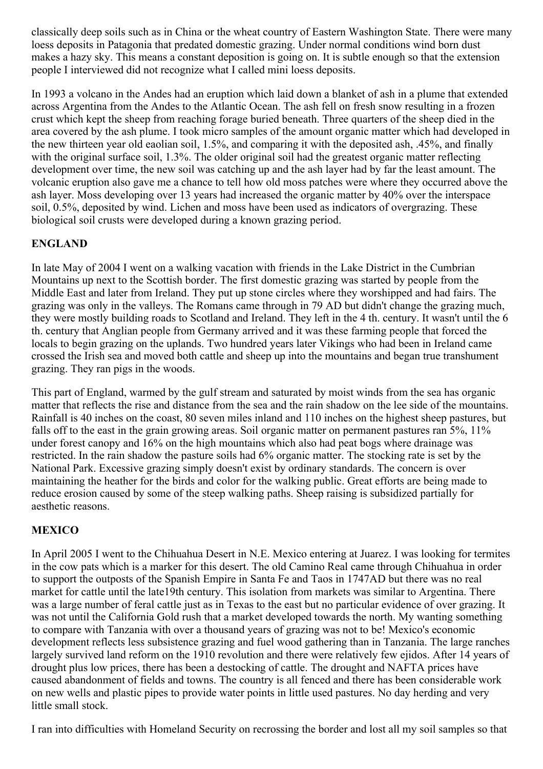classically deep soils such as in China or the wheat country of Eastern Washington State. There were many loess deposits in Patagonia that predated domestic grazing. Under normal conditions wind born dust makes a hazy sky. This means a constant deposition is going on. It is subtle enough so that the extension people I interviewed did not recognize what I called mini loess deposits.

In 1993 a volcano in the Andes had an eruption which laid down a blanket of ash in a plume that extended across Argentina from the Andes to the Atlantic Ocean. The ash fell on fresh snow resulting in a frozen crust which kept the sheep from reaching forage buried beneath. Three quarters of the sheep died in the area covered by the ash plume. I took micro samples of the amount organic matter which had developed in the new thirteen year old eaolian soil, 1.5%, and comparing it with the deposited ash, .45%, and finally with the original surface soil, 1.3%. The older original soil had the greatest organic matter reflecting development over time, the new soil was catching up and the ash layer had by far the least amount. The volcanic eruption also gave me a chance to tell how old moss patches were where they occurred above the ash layer. Moss developing over 13 years had increased the organic matter by 40% over the interspace soil, 0.5%, deposited by wind. Lichen and moss have been used as indicators of overgrazing. These biological soil crusts were developed during a known grazing period.

## ENGLAND

In late May of 2004 I went on a walking vacation with friends in the Lake District in the Cumbrian Mountains up next to the Scottish border. The first domestic grazing was started by people from the Middle East and later from Ireland. They put up stone circles where they worshipped and had fairs. The grazing was only in the valleys. The Romans came through in 79 AD but didn't change the grazing much, they were mostly building roads to Scotland and Ireland. They left in the 4 th. century. It wasn't until the 6 th. century that Anglian people from Germany arrived and it was these farming people that forced the locals to begin grazing on the uplands. Two hundred years later Vikings who had been in Ireland came crossed the Irish sea and moved both cattle and sheep up into the mountains and began true transhument grazing. They ran pigs in the woods.

This part of England, warmed by the gulf stream and saturated by moist winds from the sea has organic matter that reflects the rise and distance from the sea and the rain shadow on the lee side of the mountains. Rainfall is 40 inches on the coast, 80 seven miles inland and 110 inches on the highest sheep pastures, but falls off to the east in the grain growing areas. Soil organic matter on permanent pastures ran 5%, 11% under forest canopy and 16% on the high mountains which also had peat bogs where drainage was restricted. In the rain shadow the pasture soils had 6% organic matter. The stocking rate is set by the National Park. Excessive grazing simply doesn't exist by ordinary standards. The concern is over maintaining the heather for the birds and color for the walking public. Great efforts are being made to reduce erosion caused by some of the steep walking paths. Sheep raising is subsidized partially for aesthetic reasons.

## MEXICO

In April 2005 I went to the Chihuahua Desert in N.E. Mexico entering at Juarez. I was looking for termites in the cow pats which is a marker for this desert. The old Camino Real came through Chihuahua in order to support the outposts of the Spanish Empire in Santa Fe and Taos in 1747AD but there was no real market for cattle until the late19th century. This isolation from markets was similar to Argentina. There was a large number of feral cattle just as in Texas to the east but no particular evidence of over grazing. It was not until the California Gold rush that a market developed towards the north. My wanting something to compare with Tanzania with over a thousand years of grazing was not to be! Mexico's economic development reflects less subsistence grazing and fuel wood gathering than in Tanzania. The large ranches largely survived land reform on the 1910 revolution and there were relatively few ejidos. After 14 years of drought plus low prices, there has been a destocking of cattle. The drought and NAFTA prices have caused abandonment of fields and towns. The country is all fenced and there has been considerable work on new wells and plastic pipes to provide water points in little used pastures. No day herding and very little small stock.

I ran into difficulties with Homeland Security on recrossing the border and lost all my soil samples so that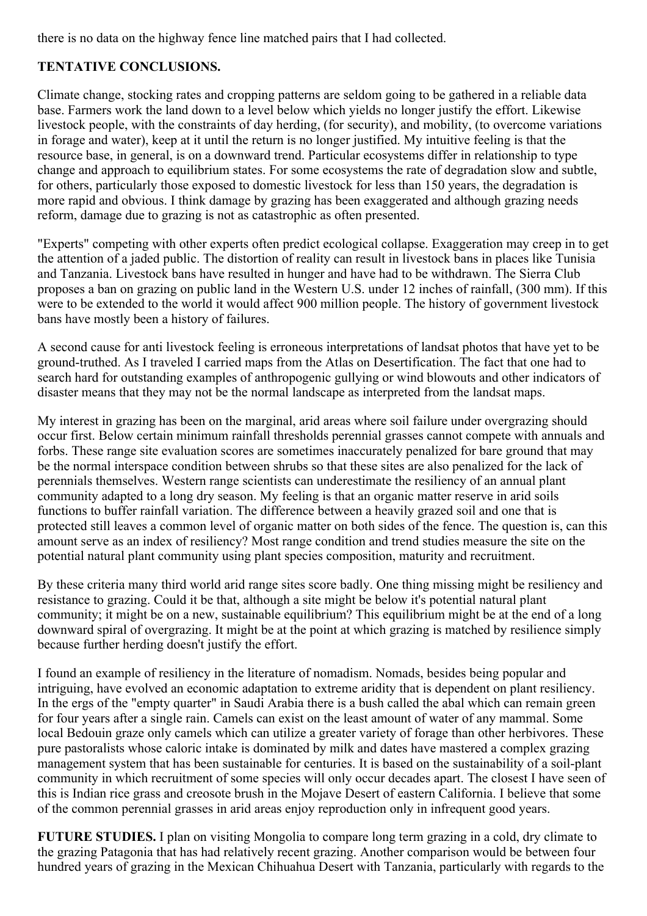there is no data on the highway fence line matched pairs that I had collected.

**TENTATIVE CONCLUSIONS.**

Climate change, stocking rates and cropping patterns are seldom going to be gathered in a reliable data base. Farmers work the land down to a level below which yields no longer justify the effort. Likewise livestock people, with the constraints of day herding, (for security), and mobility, (to overcome variations in forage and water), keep at it until the return is no longer justified. My intuitive feeling is that the resource base, in general, is on a downward trend. Particular ecosystems differ in relationship to type change and approach to equilibrium states. For some ecosystems the rate of degradation slow and subtle, for others, particularly those exposed to domestic livestock for less than 150 years, the degradation is more rapid and obvious. I think damage by grazing has been exaggerated and although grazing needs reform, damage due to grazing is not as catastrophic as often presented.

"Experts" competing with other experts often predict ecological collapse. Exaggeration may creep in to get the attention of a jaded public. The distortion of reality can result in livestock bans in places like Tunisia and Tanzania. Livestock bans have resulted in hunger and have had to be withdrawn. The Sierra Club proposes a ban on grazing on public land in the Western U.S. under 12 inches of rainfall, (300 mm). If this were to be extended to the world it would affect 900 million people. The history of government livestock bans have mostly been a history of failures.

A second cause for anti livestock feeling is erroneous interpretations of landsat photos that have yet to be ground-truthed. As I traveled I carried maps from the Atlas on Desertification. The fact that one had to search hard for outstanding examples of anthropogenic gullying or wind blowouts and other indicators of disaster means that they may not be the normal landscape as interpreted from the landsat maps.

My interest in grazing has been on the marginal, arid areas where soil failure under overgrazing should occur first. Below certain minimum rainfall thresholds perennial grasses cannot compete with annuals and forbs. These range site evaluation scores are sometimes inaccurately penalized for bare ground that may be the normal interspace condition between shrubs so that these sites are also penalized for the lack of perennials themselves. Western range scientists can underestimate the resiliency of an annual plant community adapted to a long dry season. My feeling is that an organic matter reserve in arid soils functions to buffer rainfall variation. The difference between a heavily grazed soil and one that is protected still leaves a common level of organic matter on both sides of the fence. The question is, can this amount serve as an index of resiliency? Most range condition and trend studies measure the site on the potential natural plant community using plant species composition, maturity and recruitment.

By these criteria many third world arid range sites score badly. One thing missing might be resiliency and resistance to grazing. Could it be that, although a site might be below it's potential natural plant community; it might be on a new, sustainable equilibrium? This equilibrium might be at the end of a long downward spiral of overgrazing. It might be at the point at which grazing is matched by resilience simply because further herding doesn't justify the effort.

I found an example of resiliency in the literature of nomadism. Nomads, besides being popular and intriguing, have evolved an economic adaptation to extreme aridity that is dependent on plant resiliency. In the ergs of the "empty quarter" in Saudi Arabia there is a bush called the abal which can remain green for four years after a single rain. Camels can exist on the least amount of water of any mammal. Some local Bedouin graze only camels which can utilize a greater variety of forage than other herbivores. These pure pastoralists whose caloric intake is dominated by milk and dates have mastered a complex grazing management system that has been sustainable for centuries. It is based on the sustainability of a soil-plant community in which recruitment of some species will only occur decades apart. The closest I have seen of this is Indian rice grass and creosote brush in the Mojave Desert of eastern California. I believe that some of the common perennial grasses in arid areas enjoy reproduction only in infrequent good years.

**FUTURE STUDIES.** I plan on visiting Mongolia to compare long term grazing in a cold, dry climate to the grazing Patagonia that has had relatively recent grazing. Another comparison would be between four hundred years of grazing in the Mexican Chihuahua Desert with Tanzania, particularly with regards to the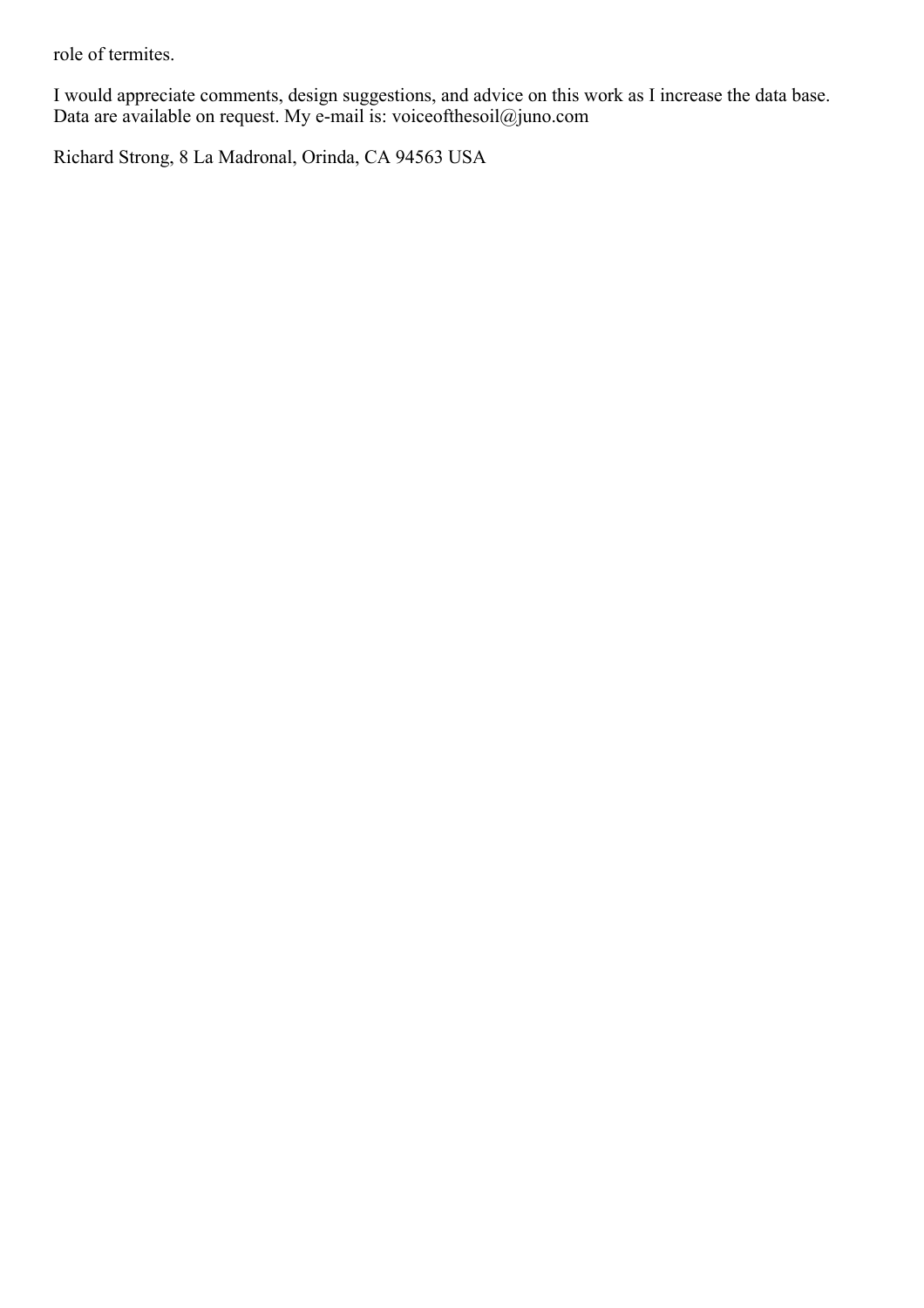role of termites.

I would appreciate comments, design suggestions, and advice on this work as I increase the data base. Data are available on request. My e-mail is: voiceofthesoil@juno.com

Richard Strong, 8 La Madronal, Orinda, CA 94563 USA